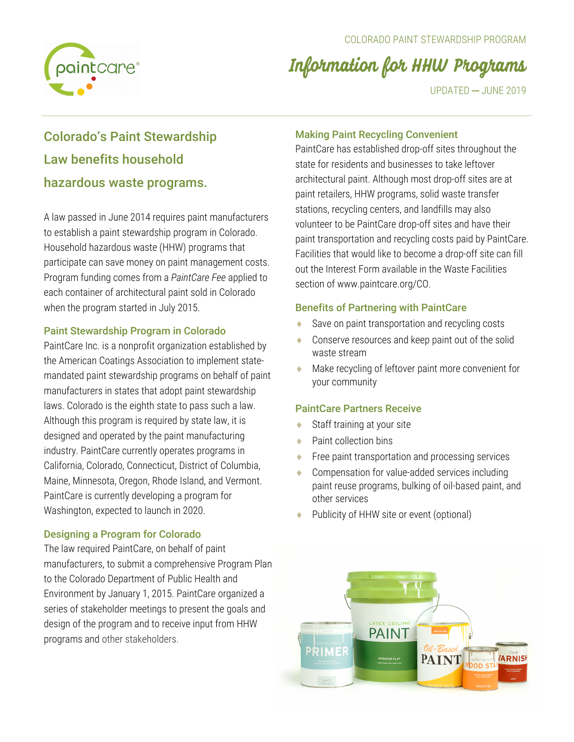COLORADO PAINT STEWARDSHIP PROGRAM

# Information for HHW Programs

UPDATED — JUNE 2019

## Colorado's Paint Stewardship Law benefits household hazardous waste programs.

A law passed in June 2014 requires paint manufacturers to establish a paint stewardship program in Colorado. Household hazardous waste (HHW) programs that participate can save money on paint management costs. Program funding comes from a *PaintCare Fee* applied to each container of architectural paint sold in Colorado when the program started in July 2015.

### Paint Stewardship Program in Colorado

PaintCare Inc. is a nonprofit organization established by the American Coatings Association to implement state-mandated paint stewardship programs on behalf of paint manufacturers in states that adopt paint stewardship laws. Colorado is the eighth state to pass such a law. Although this program is required by state law, it is designed and operated by the paint manufacturing industry. PaintCare currently operates programs in California, Colorado, Connecticut, District of Columbia, Maine, Minnesota, Oregon, Rhode Island, and Vermont. PaintCare is currently developing a program for Washington, expected to launch in 2020.

### Designing a Program for Colorado

The law required PaintCare, on behalf of paint manufacturers, to submit a comprehensive Program Plan to the Colorado Department of Public Health and Environment by January 1, 2015. PaintCare organized a series of stakeholder meetings to present the goals and design of the program and to receive input from HHW programs and other stakeholders.

### Making Paint Recycling Convenient

PaintCare has established drop-off sites throughout the state for residents and businesses to take leftover architectural paint. Although most drop-off sites are at paint retailers, HHW programs, solid waste transfer stations, recycling centers, and landfills may also volunteer to be PaintCare drop-off sites and have their paint transportation and recycling costs paid by PaintCare. Facilities that would like to become a drop-off site can fill out the Interest Form available in the Waste Facilities section of www.paintcare.org/CO.

### Benefits of Partnering with PaintCare

- Save on paint transportation and recycling costs
- Conserve resources and keep paint out of the solid waste stream
- Make recycling of leftover paint more convenient for your community

### PaintCare Partners Receive

- Staff training at your site
- Paint collection bins
- Free paint transportation and processing services
- Compensation for value-added services including paint reuse programs, bulking of oil-based paint, and other services
- Publicity of HHW site or event (optional)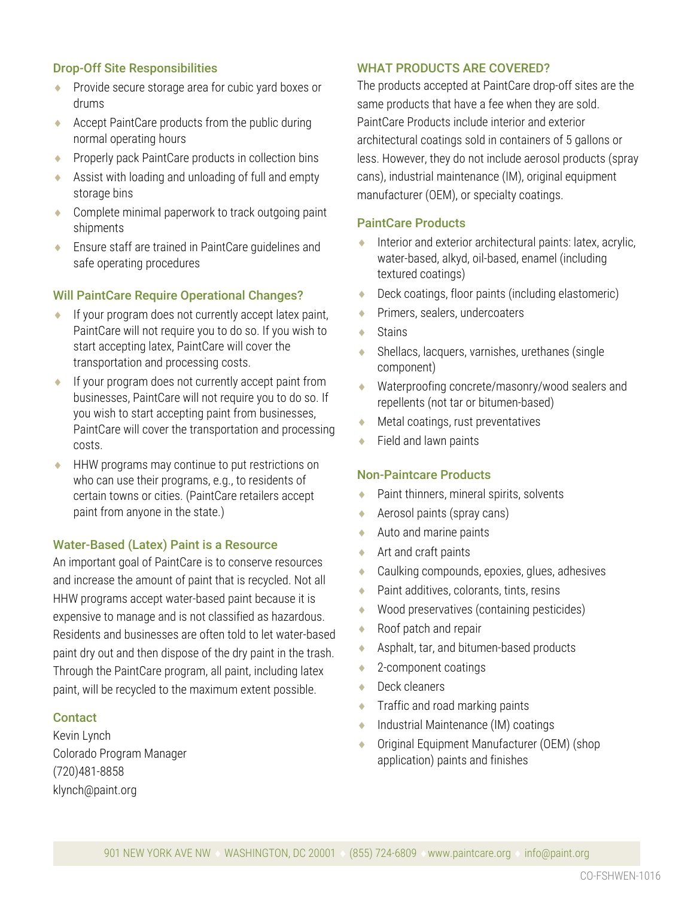## Drop-Off Site Responsibilities

- Provide secure storage area for cubic yard boxes or drums
- Accept PaintCare products from the public during normal operating hours
- Properly pack PaintCare products in collection bins
- Assist with loading and unloading of full and empty storage bins
- Complete minimal paperwork to track outgoing paint shipments
- Ensure staff are trained in PaintCare guidelines and safe operating procedures

## Will PaintCare Require Operational Changes?

- If your program does not currently accept latex paint, PaintCare will not require you to do so. If you wish to start accepting latex, PaintCare will cover the transportation and processing costs.
- If your program does not currently accept paint from businesses, PaintCare will not require you to do so. If you wish to start accepting paint from businesses, PaintCare will cover the transportation and processing costs.
- HHW programs may continue to put restrictions on who can use their programs, e.g., to residents of certain towns or cities. (PaintCare retailers accept paint from anyone in the state.)

## Water-Based (Latex) Paint is a Resource

An important goal of PaintCare is to conserve resources and increase the amount of paint that is recycled. Not all HHW programs accept water-based paint because it is expensive to manage and is not classified as hazardous. Residents and businesses are often told to let water-based paint dry out and then dispose of the dry paint in the trash. Through the PaintCare program, all paint, including latex paint, will be recycled to the maximum extent possible.

## Contact

Kevin Lynch
Colorado Program Manager
(720)481-8858
klynch@paint.org

## WHAT PRODUCTS ARE COVERED?

The products accepted at PaintCare drop-off sites are the same products that have a fee when they are sold. PaintCare Products include interior and exterior architectural coatings sold in containers of 5 gallons or less. However, they do not include aerosol products (spray cans), industrial maintenance (IM), original equipment manufacturer (OEM), or specialty coatings.

## PaintCare Products

- Interior and exterior architectural paints: latex, acrylic, water-based, alkyd, oil-based, enamel (including textured coatings)
- Deck coatings, floor paints (including elastomeric)
- Primers, sealers, undercoaters
- Stains
- Shellacs, lacquers, varnishes, urethanes (single component)
- Waterproofing concrete/masonry/wood sealers and repellents (not tar or bitumen-based)
- Metal coatings, rust preventatives
- Field and lawn paints

## Non-Paintcare Products

- Paint thinners, mineral spirits, solvents
- Aerosol paints (spray cans)
- Auto and marine paints
- Art and craft paints
- Caulking compounds, epoxies, glues, adhesives
- Paint additives, colorants, tints, resins
- Wood preservatives (containing pesticides)
- Roof patch and repair
- Asphalt, tar, and bitumen-based products
- 2-component coatings
- Deck cleaners
- Traffic and road marking paints
- Industrial Maintenance (IM) coatings
- Original Equipment Manufacturer (OEM) (shop application) paints and finishes

901 NEW YORK AVE NW ◆ WASHINGTON, DC 20001 ◆ (855) 724-6809 ◆ www.paintcare.org ◆ info@paint.org

CO-FSHWEN-1016